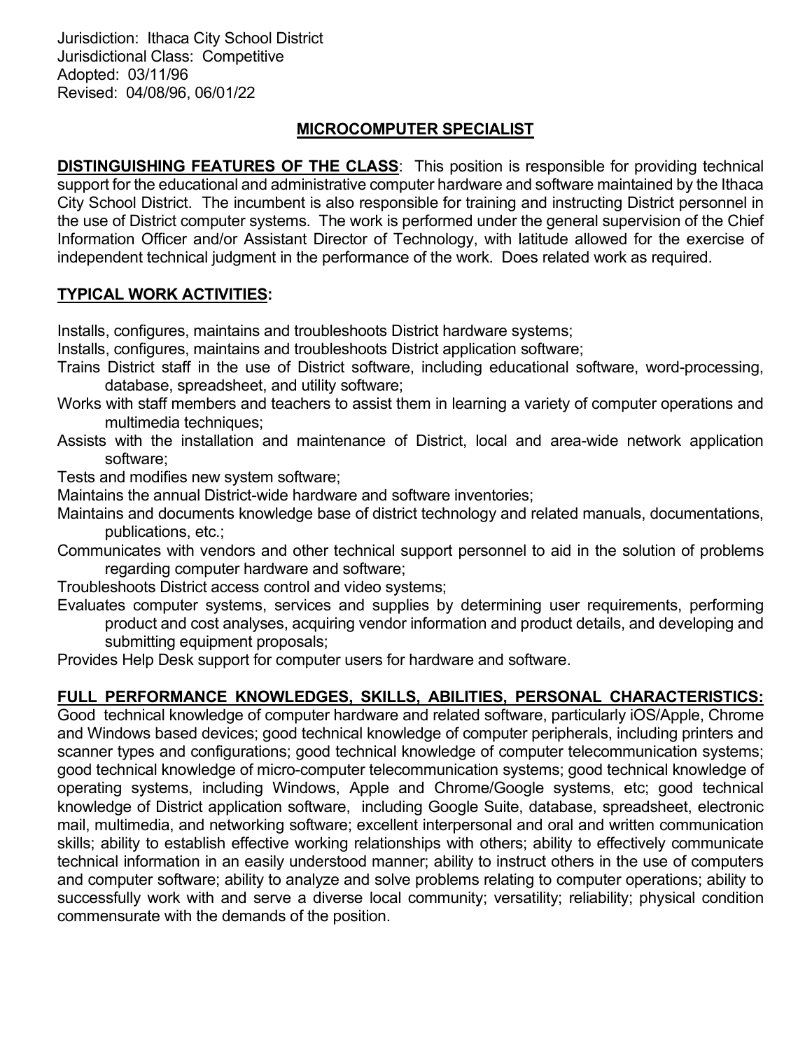Jurisdiction: Ithaca City School District
Jurisdictional Class: Competitive
Adopted: 03/11/96
Revised: 04/08/96, 06/01/22

# MICROCOMPUTER SPECIALIST

**DISTINGUISHING FEATURES OF THE CLASS**: This position is responsible for providing technical support for the educational and administrative computer hardware and software maintained by the Ithaca City School District. The incumbent is also responsible for training and instructing District personnel in the use of District computer systems. The work is performed under the general supervision of the Chief Information Officer and/or Assistant Director of Technology, with latitude allowed for the exercise of independent technical judgment in the performance of the work. Does related work as required.

## TYPICAL WORK ACTIVITIES:

Installs, configures, maintains and troubleshoots District hardware systems;

Installs, configures, maintains and troubleshoots District application software;

Trains District staff in the use of District software, including educational software, word-processing, database, spreadsheet, and utility software;

Works with staff members and teachers to assist them in learning a variety of computer operations and multimedia techniques;

Assists with the installation and maintenance of District, local and area-wide network application software;

Tests and modifies new system software;

Maintains the annual District-wide hardware and software inventories;

Maintains and documents knowledge base of district technology and related manuals, documentations, publications, etc.;

Communicates with vendors and other technical support personnel to aid in the solution of problems regarding computer hardware and software;

Troubleshoots District access control and video systems;

Evaluates computer systems, services and supplies by determining user requirements, performing product and cost analyses, acquiring vendor information and product details, and developing and submitting equipment proposals;

Provides Help Desk support for computer users for hardware and software.

## FULL PERFORMANCE KNOWLEDGES, SKILLS, ABILITIES, PERSONAL CHARACTERISTICS:

Good technical knowledge of computer hardware and related software, particularly iOS/Apple, Chrome and Windows based devices; good technical knowledge of computer peripherals, including printers and scanner types and configurations; good technical knowledge of computer telecommunication systems; good technical knowledge of micro-computer telecommunication systems; good technical knowledge of operating systems, including Windows, Apple and Chrome/Google systems, etc; good technical knowledge of District application software, including Google Suite, database, spreadsheet, electronic mail, multimedia, and networking software; excellent interpersonal and oral and written communication skills; ability to establish effective working relationships with others; ability to effectively communicate technical information in an easily understood manner; ability to instruct others in the use of computers and computer software; ability to analyze and solve problems relating to computer operations; ability to successfully work with and serve a diverse local community; versatility; reliability; physical condition commensurate with the demands of the position.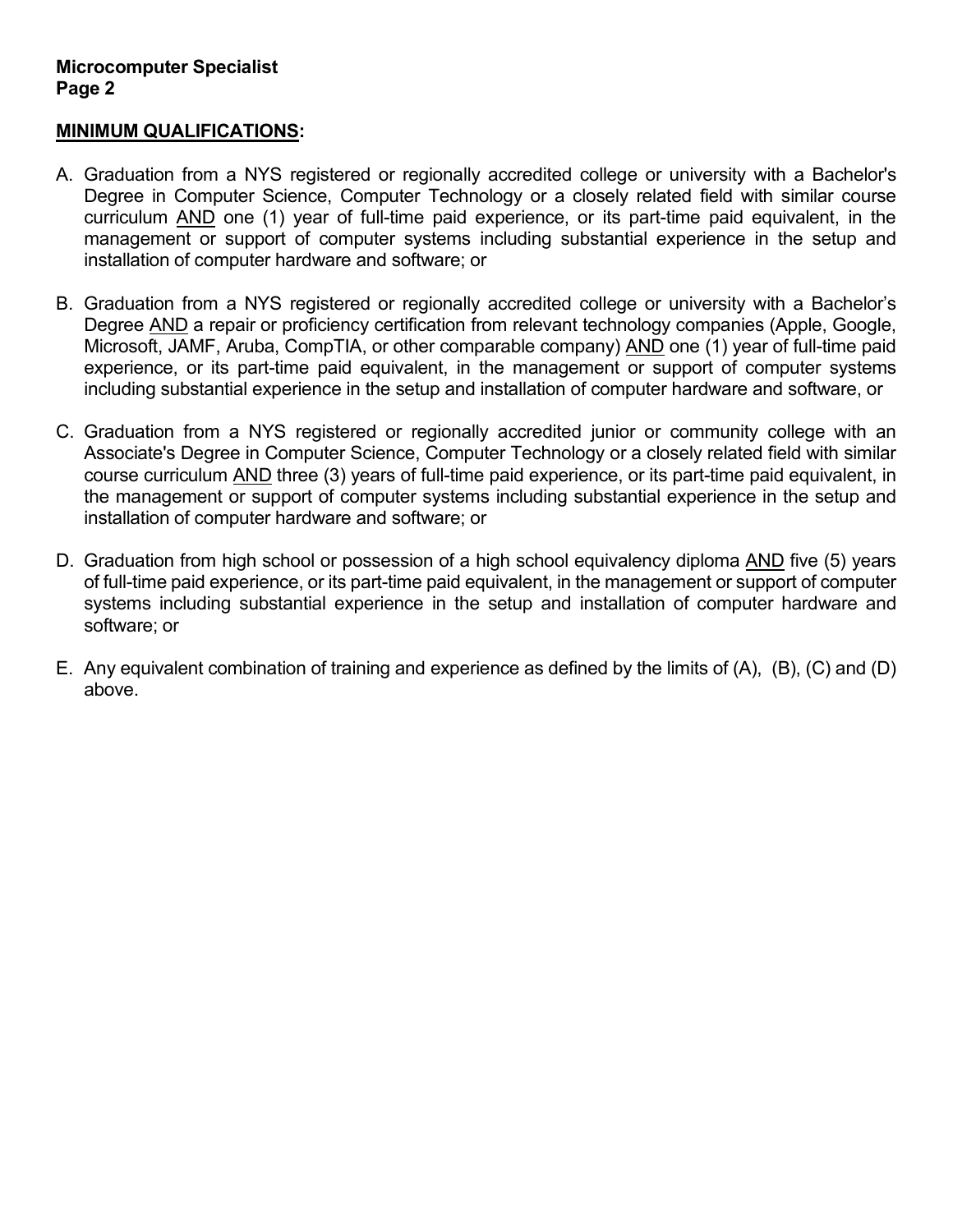## MINIMUM QUALIFICATIONS:

A. Graduation from a NYS registered or regionally accredited college or university with a Bachelor's Degree in Computer Science, Computer Technology or a closely related field with similar course curriculum AND one (1) year of full-time paid experience, or its part-time paid equivalent, in the management or support of computer systems including substantial experience in the setup and installation of computer hardware and software; or

B. Graduation from a NYS registered or regionally accredited college or university with a Bachelor's Degree AND a repair or proficiency certification from relevant technology companies (Apple, Google, Microsoft, JAMF, Aruba, CompTIA, or other comparable company) AND one (1) year of full-time paid experience, or its part-time paid equivalent, in the management or support of computer systems including substantial experience in the setup and installation of computer hardware and software, or

C. Graduation from a NYS registered or regionally accredited junior or community college with an Associate's Degree in Computer Science, Computer Technology or a closely related field with similar course curriculum AND three (3) years of full-time paid experience, or its part-time paid equivalent, in the management or support of computer systems including substantial experience in the setup and installation of computer hardware and software; or

D. Graduation from high school or possession of a high school equivalency diploma AND five (5) years of full-time paid experience, or its part-time paid equivalent, in the management or support of computer systems including substantial experience in the setup and installation of computer hardware and software; or

E. Any equivalent combination of training and experience as defined by the limits of (A), (B), (C) and (D) above.